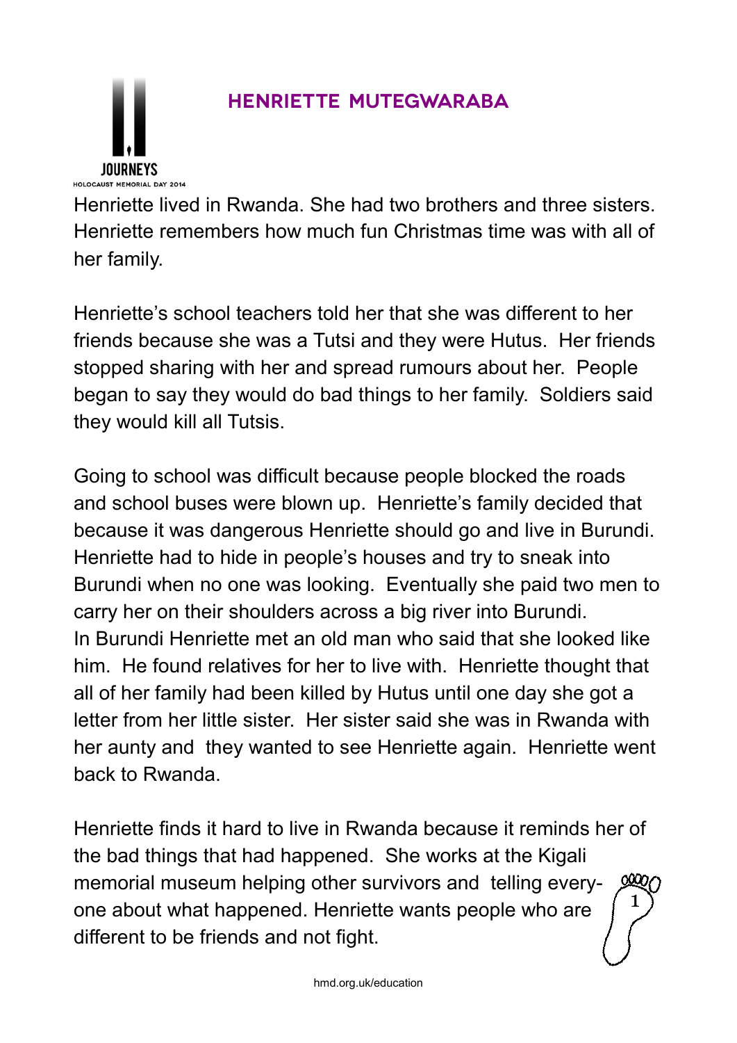# HENRIETTE MUTEGWARABA

Henriette lived in Rwanda. She had two brothers and three sisters. Henriette remembers how much fun Christmas time was with all of her family.

Henriette's school teachers told her that she was different to her friends because she was a Tutsi and they were Hutus. Her friends stopped sharing with her and spread rumours about her. People began to say they would do bad things to her family. Soldiers said they would kill all Tutsis.

Going to school was difficult because people blocked the roads and school buses were blown up. Henriette's family decided that because it was dangerous Henriette should go and live in Burundi. Henriette had to hide in people's houses and try to sneak into Burundi when no one was looking. Eventually she paid two men to carry her on their shoulders across a big river into Burundi.
In Burundi Henriette met an old man who said that she looked like him. He found relatives for her to live with. Henriette thought that all of her family had been killed by Hutus until one day she got a letter from her little sister. Her sister said she was in Rwanda with her aunty and they wanted to see Henriette again. Henriette went back to Rwanda.

Henriette finds it hard to live in Rwanda because it reminds her of the bad things that had happened. She works at the Kigali memorial museum helping other survivors and telling everyone about what happened. Henriette wants people who are different to be friends and not fight.

hmd.org.uk/education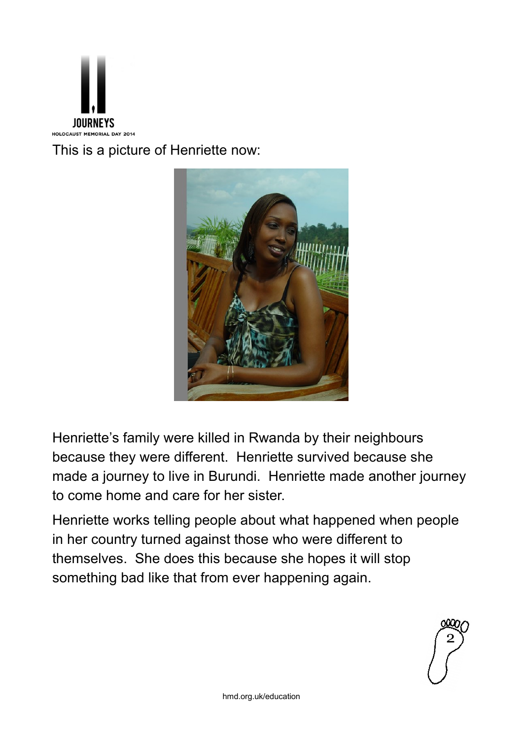This is a picture of Henriette now:

Henriette's family were killed in Rwanda by their neighbours because they were different. Henriette survived because she made a journey to live in Burundi. Henriette made another journey to come home and care for her sister.

Henriette works telling people about what happened when people in her country turned against those who were different to themselves. She does this because she hopes it will stop something bad like that from ever happening again.